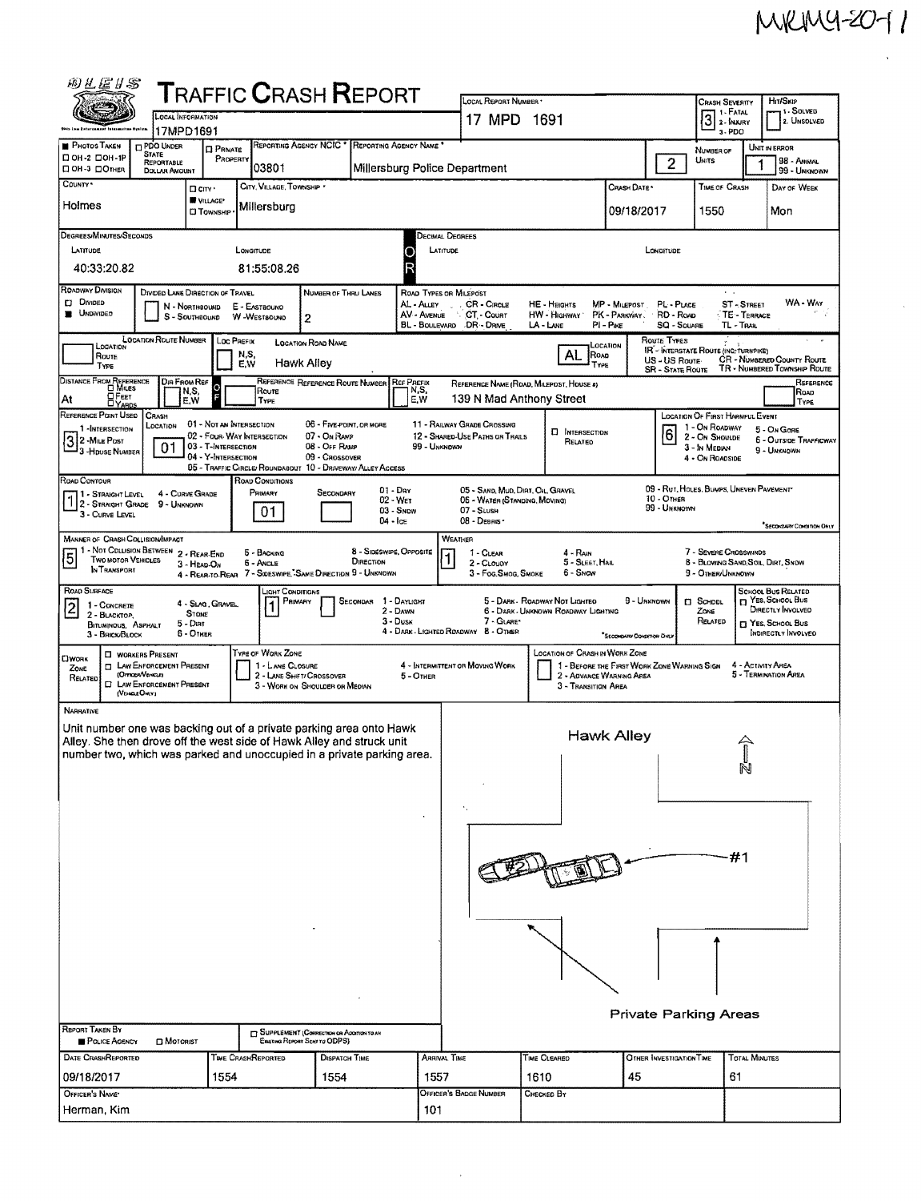MRMY-2011

# TRAFFIC CRASH REPORT

| Field | Value |
|---|---|
| Local Information | 17MPD1691 |
| Local Report Number | 17 MPD 1691 |
| Crash Severity | 3 (1 - Fatal, 2 - Injury, 3 - PDO) |
| Hit/Skip | (1 - Solved, 2 - Unsolved) |
| Reporting Agency NCIC | 03801 |
| Reporting Agency Name | Millersburg Police Department |
| Number of Units | 2 |
| Unit in Error | 1 (98 - Animal, 99 - Unknown) |
| County | Holmes |
| City, Village, Township | Village: Millersburg |
| Crash Date | 09/18/2017 |
| Time of Crash | 1550 |
| Day of Week | Mon |

**Degrees/Minutes/Seconds**

| Latitude | Longitude |
|---|---|
| 40:33:20.82 | 81:55:08.26 |

**Roadway Division:** Undivided
**Number of Thru Lanes:** 2

Road Types or Milepost: AL - Alley, AV - Avenue, BL - Boulevard, CR - Circle, CT - Court, DR - Drive, HE - Heights, HW - Highway, LA - Lane, MP - Milepost, PK - Parkway, PI - Pike, PL - Place, RD - Road, SQ - Square, ST - Street, TE - Terrace, TL - Trail, WA - Way

**Location Road Name:** Hawk Alley
**Location Road Type:** AL

**Distance From Reference:** At
**Reference Name (Road, Milepost, House #):** 139 N Mad Anthony Street

**Reference Point Used:** 3 (1 - Intersection, 2 - Mile Post, 3 - House Number)
**Crash Location:** 01 (01 - Not an Intersection, 02 - Four-Way Intersection, 03 - T-Intersection, 04 - Y-Intersection, 05 - Traffic Circle/Roundabout, 06 - Five-Point or More, 07 - On Ramp, 08 - Off Ramp, 09 - Crossover, 10 - Driveway/Alley Access, 11 - Railway Grade Crossing, 12 - Shared-Use Paths or Trails, 99 - Unknown)
**Location of First Harmful Event:** 6 (1 - On Roadway, 2 - On Shoulder, 3 - In Median, 4 - On Roadside, 5 - On Gore, 6 - Outside Trafficway, 9 - Unknown)

**Road Contour:** 1 (1 - Straight Level, 2 - Straight Grade, 3 - Curve Level, 4 - Curve Grade, 9 - Unknown)
**Road Conditions (Primary):** 01 (01 - Dry, 02 - Wet, 03 - Snow, 04 - Ice, 05 - Sand, Mud, Dirt, Oil, Gravel, 06 - Water (Standing, Moving), 07 - Slush, 08 - Debris, 09 - Rut, Holes, Bumps, Uneven Pavement, 10 - Other, 99 - Unknown)

**Manner of Crash Collision/Impact:** 5 (1 - Not Collision Between Two Motor Vehicles in Transport, 2 - Rear-End, 3 - Head-On, 4 - Rear-to-Rear, 5 - Backing, 6 - Angle, 7 - Sideswipe, Same Direction, 8 - Sideswipe, Opposite Direction, 9 - Unknown)
**Weather:** 1 (1 - Clear, 2 - Cloudy, 3 - Fog, Smog, Smoke, 4 - Rain, 5 - Sleet, Hail, 6 - Snow, 7 - Severe Crosswinds, 8 - Blowing Sand, Soil, Dirt, Snow, 9 - Other/Unknown)

**Road Surface:** 2 (1 - Concrete, 2 - Blacktop, Bituminous, Asphalt, 3 - Brick/Block, 4 - Slag, Gravel, Stone, 5 - Dirt, 6 - Other)
**Light Conditions (Primary):** 1 (1 - Daylight, 2 - Dawn, 3 - Dusk, 4 - Dark - Lighted Roadway, 5 - Dark - Roadway Not Lighted, 6 - Dark - Unknown Roadway Lighting, 7 - Glare, 8 - Other, 9 - Unknown)

## Narrative

Unit number one was backing out of a private parking area onto Hawk Alley. She then drove off the west side of Hawk Alley and struck unit number two, which was parked and unoccupied in a private parking area.

Diagram labels: Hawk Alley; N; #1; #2; Private Parking Areas

| Report Taken By | Date Crash Reported | Time Crash Reported | Dispatch Time | Arrival Time | Time Cleared | Other Investigation Time | Total Minutes |
|---|---|---|---|---|---|---|---|
| Police Agency | 09/18/2017 | 1554 | 1554 | 1557 | 1610 | 45 | 61 |

| Officer's Name | Officer's Badge Number | Checked By |
|---|---|---|
| Herman, Kim | 101 | |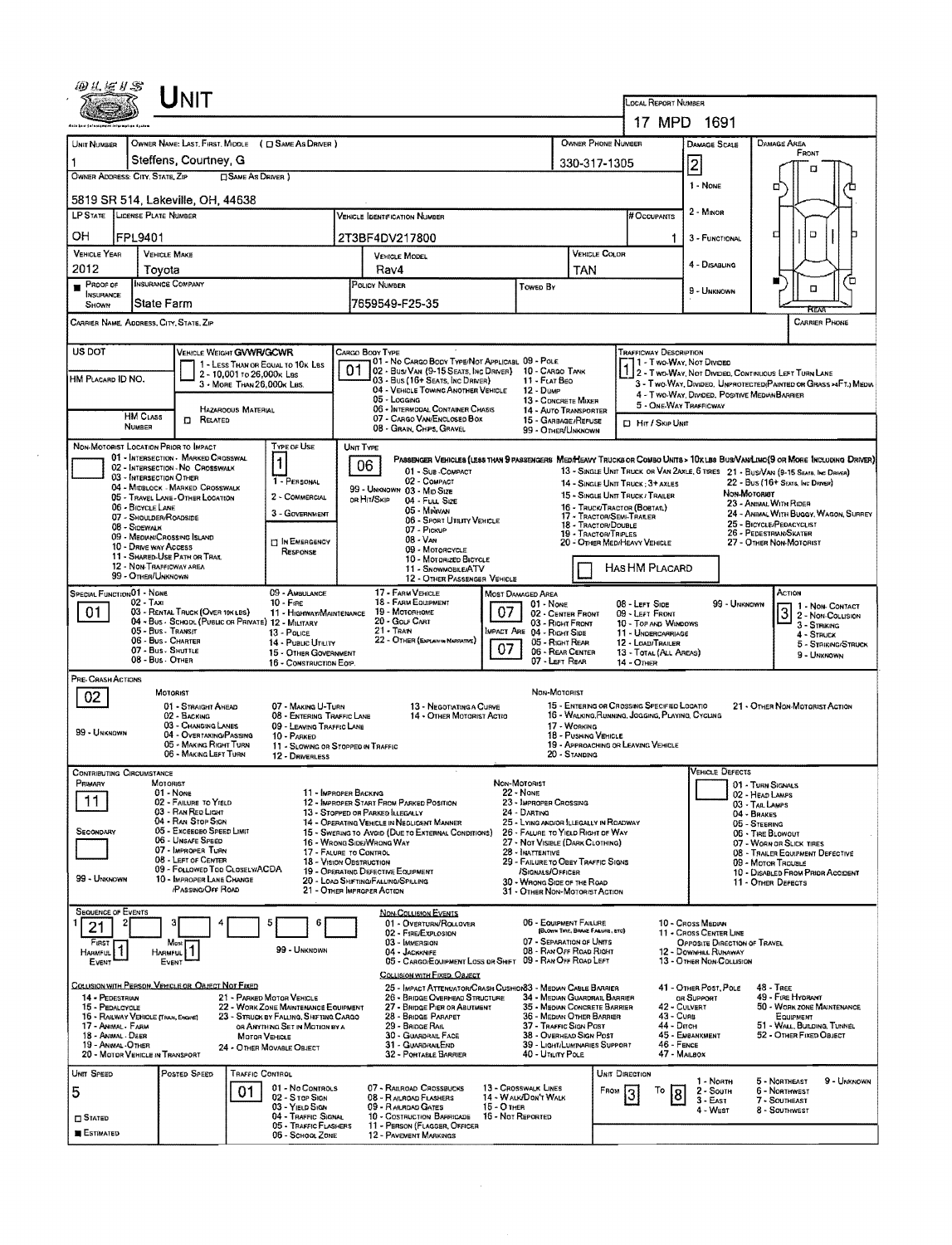# UNIT

**LOCAL REPORT NUMBER:** 17 MPD 1691

| UNIT NUMBER | OWNER NAME: LAST, FIRST, MIDDLE ( ☐ SAME AS DRIVER ) | OWNER PHONE NUMBER | DAMAGE SCALE | DAMAGE AREA |
|---|---|---|---|---|
| 1 | Steffens, Courtney, G | 330-317-1305 | 2 | FRONT |

**OWNER ADDRESS: CITY, STATE, ZIP** ☐ SAME AS DRIVER )
5819 SR 514, Lakeville, OH, 44638

| LP STATE | LICENSE PLATE NUMBER | VEHICLE IDENTIFICATION NUMBER | # OCCUPANTS |
|---|---|---|---|
| OH | FPL9401 | 2T3BF4DV217800 | 1 |

| VEHICLE YEAR | VEHICLE MAKE | VEHICLE MODEL | VEHICLE COLOR |
|---|---|---|---|
| 2012 | Toyota | Rav4 | TAN |

| ■ PROOF OF INSURANCE SHOWN | INSURANCE COMPANY | POLICY NUMBER | TOWED BY |
|---|---|---|---|
| | State Farm | 7659549-F25-35 | |

DAMAGE SCALE: 1 - NONE; 2 - MINOR; 3 - FUNCTIONAL; 4 - DISABLING; 9 - UNKNOWN

CARRIER NAME, ADDRESS, CITY, STATE, ZIP — CARRIER PHONE

US DOT — HM PLACARD ID NO. — HM CLASS NUMBER — ☐ RELATED (HAZARDOUS MATERIAL)

VEHICLE WEIGHT GVWR/GCWR: 1 - LESS THAN OR EQUAL TO 10K LBS; 2 - 10,001 TO 26,000K LBS; 3 - MORE THAN 26,000K LBS.

CARGO BODY TYPE: **01** — 01 - NO CARGO BODY TYPE/NOT APPLICABL; 02 - BUS/VAN (9-15 SEATS, INC DRIVER); 03 - BUS (16+ SEATS, INC DRIVER); 04 - VEHICLE TOWING ANOTHER VEHICLE; 05 - LOGGING; 06 - INTERMODAL CONTAINER CHASIS; 07 - CARGO VAN/ENCLOSED BOX; 08 - GRAIN, CHIPS, GRAVEL; 09 - POLE; 10 - CARGO TANK; 11 - FLAT BED; 12 - DUMP; 13 - CONCRETE MIXER; 14 - AUTO TRANSPORTER; 15 - GARBAGE/REFUSE; 99 - OTHER/UNKNOWN

TRAFFICWAY DESCRIPTION: **1** — 1 - TWO-WAY, NOT DIVIDED; 2 - TWO-WAY, NOT DIVIDED, CONTINUOUS LEFT TURN LANE; 3 - TWO-WAY, DIVIDED, UNPROTECTED(PAINTED OR GRASS >4FT.) MEDIA; 4 - TWO-WAY, DIVIDED, POSITIVE MEDIAN BARRIER; 5 - ONE-WAY TRAFFICWAY; ☐ HIT / SKIP UNIT

NON-MOTORIST LOCATION PRIOR TO IMPACT: 01 - INTERSECTION - MARKED CROSSWAL; 02 - INTERSECTION - NO CROSSWALK; 03 - INTERSECTION OTHER; 04 - MIDBLOCK - MARKED CROSSWALK; 05 - TRAVEL LANE - OTHER LOCATION; 06 - BICYCLE LANE; 07 - SHOULDER/ROADSIDE; 08 - SIDEWALK; 09 - MEDIAN/CROSSING ISLAND; 10 - DRIVE WAY ACCESS; 11 - SHARED-USE PATH OR TRAIL; 12 - NON-TRAFFICWAY AREA; 99 - OTHER/UNKNOWN

TYPE OF USE: **1** — 1 - PERSONAL; 2 - COMMERCIAL; 3 - GOVERNMENT; ☐ IN EMERGENCY RESPONSE

UNIT TYPE: **06** — PASSENGER VEHICLES (LESS THAN 9 PASSENGERS): 01 - SUB-COMPACT; 02 - COMPACT; 99 - UNKNOWN 03 - MID SIZE; OR HIT/SKIP 04 - FULL SIZE; 05 - MINIVAN; 06 - SPORT UTILITY VEHICLE; 07 - PICKUP; 08 - VAN; 09 - MOTORCYCLE; 10 - MOTORIZED BICYCLE; 11 - SNOWMOBILE/ATV; 12 - OTHER PASSENGER VEHICLE. MED/HEAVY TRUCKS OR COMBO UNITS > 10K LBS BUS/VAN/LIMO (9 OR MORE INCLUDING DRIVER): 13 - SINGLE UNIT TRUCK OR VAN 2AXLE, 6 TIRES; 14 - SINGLE UNIT TRUCK: 3+ AXLES; 15 - SINGLE UNIT TRUCK / TRAILER; 16 - TRUCK/TRACTOR (BOBTAIL); 17 - TRACTOR/SEMI-TRAILER; 18 - TRACTOR/DOUBLE; 19 - TRACTOR/TRIPLES; 20 - OTHER MED/HEAVY VEHICLE; 21 - BUS/VAN (9-15 SEATS, INC DRIVER); 22 - BUS (16+ SEATS, INC DRIVER). NON-MOTORIST: 23 - ANIMAL WITH RIDER; 24 - ANIMAL WITH BUGGY, WAGON, SURREY; 25 - BICYCLE/PEDACYCLIST; 26 - PEDESTRIAN/SKATER; 27 - OTHER NON-MOTORIST. ☐ HAS HM PLACARD

SPECIAL FUNCTION: **01** — 01 - NONE; 02 - TAXI; 03 - RENTAL TRUCK (OVER 10K LBS); 04 - BUS - SCHOOL (PUBLIC OR PRIVATE); 05 - BUS - TRANSIT; 06 - BUS - CHARTER; 07 - BUS - SHUTTLE; 08 - BUS - OTHER; 09 - AMBULANCE; 10 - FIRE; 11 - HIGHWAY/MAINTENANCE; 12 - MILITARY; 13 - POLICE; 14 - PUBLIC UTILITY; 15 - OTHER GOVERNMENT; 16 - CONSTRUCTION EQIP.; 17 - FARM VEHICLE; 18 - FARM EQUIPMENT; 19 - MOTORHOME; 20 - GOLF CART; 21 - TRAIN; 22 - OTHER (EXPLAIN IN NARRATIVE)

MOST DAMAGED AREA: **07**; IMPACT AREA: **07** — 01 - NONE; 02 - CENTER FRONT; 03 - RIGHT FRONT; 04 - RIGHT SIDE; 05 - RIGHT REAR; 06 - REAR CENTER; 07 - LEFT REAR; 08 - LEFT SIDE; 09 - LEFT FRONT; 10 - TOP AND WINDOWS; 11 - UNDERCARRIAGE; 12 - LOAD/TRAILER; 13 - TOTAL (ALL AREAS); 14 - OTHER; 99 - UNKNOWN

ACTION: **3** — 1 - NON-CONTACT; 2 - NON-COLLISION; 3 - STRIKING; 4 - STRUCK; 5 - STRIKING/STRUCK; 9 - UNKNOWN

PRE-CRASH ACTIONS: **02** — MOTORIST: 01 - STRAIGHT AHEAD; 02 - BACKING; 03 - CHANGING LANES; 04 - OVERTAKING/PASSING; 05 - MAKING RIGHT TURN; 06 - MAKING LEFT TURN; 07 - MAKING U-TURN; 08 - ENTERING TRAFFIC LANE; 09 - LEAVING TRAFFIC LANE; 10 - PARKED; 11 - SLOWING OR STOPPED IN TRAFFIC; 12 - DRIVERLESS; 13 - NEGOTIATING A CURVE; 14 - OTHER MOTORIST ACTIO; 99 - UNKNOWN. NON-MOTORIST: 15 - ENTERING OR CROSSING SPECIFIED LOCATIO; 16 - WALKING, RUNNING, JOGGING, PLAYING, CYCLING; 17 - WORKING; 18 - PUSHING VEHICLE; 19 - APPROACHING OR LEAVING VEHICLE; 20 - STANDING; 21 - OTHER NON-MOTORIST ACTION

CONTRIBUTING CIRCUMSTANCE: PRIMARY **11**; SECONDARY (blank) — MOTORIST: 01 - NONE; 02 - FAILURE TO YIELD; 03 - RAN RED LIGHT; 04 - RAN STOP SIGN; 05 - EXCEEDED SPEED LIMIT; 06 - UNSAFE SPEED; 07 - IMPROPER TURN; 08 - LEFT OF CENTER; 09 - FOLLOWED TOO CLOSELY/ACDA; 10 - IMPROPER LANE CHANGE /PASSING/OFF ROAD; 11 - IMPROPER BACKING; 12 - IMPROPER START FROM PARKED POSITION; 13 - STOPPED OR PARKED ILLEGALLY; 14 - OPERATING VEHICLE IN NEGLIGENT MANNER; 15 - SWERING TO AVOID (DUE TO EXTERNAL CONDITIONS); 16 - WRONG SIDE/WRONG WAY; 17 - FAILURE TO CONTROL; 18 - VISION OBSTRUCTION; 19 - OPERATING DEFECTIVE EQUIPMENT; 20 - LOAD SHIFTING/FALLING/SPILLING; 21 - OTHER IMPROPER ACTION; 99 - UNKNOWN. NON-MOTORIST: 22 - NONE; 23 - IMPROPER CROSSING; 24 - DARTING; 25 - LYING AND/OR ILLEGALLY IN ROADWAY; 26 - FALURE TO YIELD RIGHT OF WAY; 27 - NOT VISIBLE (DARK CLOTHING); 28 - INATTENTIVE; 29 - FAILURE TO OBEY TRAFFIC SIGNS /SIGNALS/OFFICER; 30 - WRONG SIDE OF THE ROAD; 31 - OTHER NON-MOTORIST ACTION

VEHICLE DEFECTS: 01 - TURN SIGNALS; 02 - HEAD LAMPS; 03 - TAIL LAMPS; 04 - BRAKES; 05 - STEERING; 06 - TIRE BLOWOUT; 07 - WORN OR SLICK TIRES; 08 - TRAILER EQUIPMENT DEFECTIVE; 09 - MOTOR TROUBLE; 10 - DISABLED FROM PRIOR ACCIDENT; 11 - OTHER DEFECTS

SEQUENCE OF EVENTS: 1: **21**; 2–6: (blank). FIRST HARMFUL EVENT: **1**; MOST HARMFUL EVENT: **1**; 99 - UNKNOWN

NON-COLLISION EVENTS: 01 - OVERTURN/ROLLOVER; 02 - FIRE/EXPLOSION; 03 - IMMERSION; 04 - JACKKNIFE; 05 - CARGO/EQUIPMENT LOSS OR SHIFT; 06 - EQUIPMENT FAILURE (BLOWN TIRE, BRAKE FAILURE, ETC); 07 - SEPARATION OF UNITS; 08 - RAN OFF ROAD RIGHT; 09 - RAN OFF ROAD LEFT; 10 - CROSS MEDIAN; 11 - CROSS CENTER LINE OPPOSITE DIRECTION OF TRAVEL; 12 - DOWNHILL RUNAWAY; 13 - OTHER NON-COLLISION

COLLISION WITH PERSON, VEHICLE OR OBJECT NOT FIXED: 14 - PEDESTRIAN; 15 - PEDALCYCLE; 16 - RAILWAY VEHICLE (TRAIN, ENGINE); 17 - ANIMAL - FARM; 18 - ANIMAL - DEER; 19 - ANIMAL - OTHER; 20 - MOTOR VEHICLE IN TRANSPORT; 21 - PARKED MOTOR VEHICLE; 22 - WORK ZONE MAINTENANCE EQUIPMENT; 23 - STRUCK BY FALLING, SHIFTING CARGO OR ANYTHING SET IN MOTION BY A MOTOR VEHICLE; 24 - OTHER MOVABLE OBJECT

COLLISION WITH FIXED, OBJECT: 25 - IMPACT ATTENUATOR/CRASH CUSHION; 26 - BRIDGE OVERHEAD STRUCTURE; 27 - BRIDGE PIER OR ABUTMENT; 28 - BRIDGE PARAPET; 29 - BRIDGE RAIL; 30 - GUARDRAIL FACE; 31 - GUARDRAILEND; 32 - PORTABLE BARRIER; 33 - MEDIAN CABLE BARRIER; 34 - MEDIAN GUARDRAIL BARRIER; 35 - MEDIAN CONCRETE BARRIER; 36 - MEDIAN OTHER BARRIER; 37 - TRAFFIC SIGN POST; 38 - OVERHEAD SIGN POST; 39 - LIGHT/LUMINARIES SUPPORT; 40 - UTILITY POLE; 41 - OTHER POST, POLE OR SUPPORT; 42 - CULVERT; 43 - CURB; 44 - DITCH; 45 - EMBANKMENT; 46 - FENCE; 47 - MAILBOX; 48 - TREE; 49 - FIRE HYDRANT; 50 - WORK ZONE MAINTENANCE EQUIPMENT; 51 - WALL, BUILDING, TUNNEL; 52 - OTHER FIXED OBJECT

| UNIT SPEED | POSTED SPEED | TRAFFIC CONTROL | UNIT DIRECTION |
|---|---|---|---|
| 5 | | 01 | FROM 3 TO 8 |

☐ STATED ■ ESTIMATED

TRAFFIC CONTROL: 01 - NO CONTROLS; 02 - STOP SIGN; 03 - YIELD SIGN; 04 - TRAFFIC SIGNAL; 05 - TRAFFIC FLASHERS; 06 - SCHOOL ZONE; 07 - RAILROAD CROSSBUCKS; 08 - RAILROAD FLASHERS; 09 - RAILROAD GATES; 10 - COSTRUCTION BARRICADE; 11 - PERSON (FLAGGER, OFFICER); 12 - PAVEMENT MARKINGS; 13 - CROSSWALK LINES; 14 - WALK/DON'T WALK; 15 - OTHER; 16 - NOT REPORTED

UNIT DIRECTION: 1 - NORTH; 2 - SOUTH; 3 - EAST; 4 - WEST; 5 - NORTHEAST; 6 - NORTHWEST; 7 - SOUTHEAST; 8 - SOUTHWEST; 9 - UNKNOWN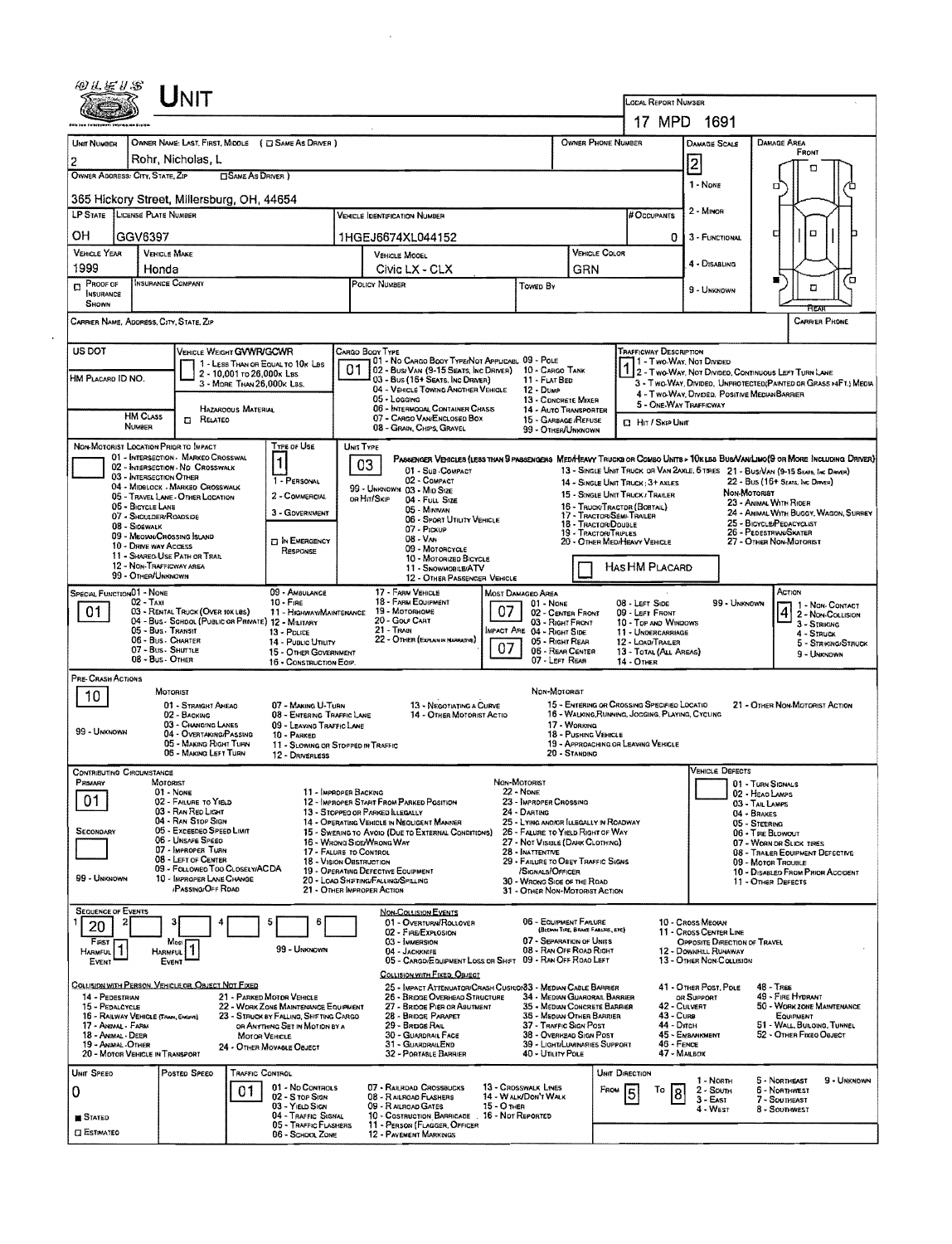# UNIT

**Local Report Number:** 17 MPD 1691

| Unit Number | Owner Name: Last, First, Middle (☐ Same As Driver) | Owner Phone Number | Damage Scale | Damage Area |
|---|---|---|---|---|
| 2 | Rohr, Nicholas, L | | 2 | Front |

**Owner Address: City, State, Zip** (☐ Same As Driver): 365 Hickory Street, Millersburg, OH, 44654

Damage Scale: 1 - None, 2 - Minor, 3 - Functional, 4 - Disabling, 9 - Unknown

| LP State | License Plate Number | Vehicle Identification Number | # Occupants |
|---|---|---|---|
| OH | GGV6397 | 1HGEJ6674XL044152 | 0 |

| Vehicle Year | Vehicle Make | Vehicle Model | Vehicle Color |
|---|---|---|---|
| 1999 | Honda | Civic LX - CLX | GRN |

☐ Proof of Insurance Shown | Insurance Company: | Policy Number: | Towed By:

Carrier Name, Address, City, State, Zip: | Carrier Phone:

US DOT:

HM Placard ID No.:

HM Class Number: ☐ Related (Hazardous Material)

**Vehicle Weight GVWR/GCWR:** 1 - Less Than or Equal to 10k Lbs; 2 - 10,001 to 26,000k Lbs; 3 - More Than 26,000k Lbs.

**Cargo Body Type:** 01

01 - No Cargo Body Type/Not Applicable; 02 - Bus/Van (9-15 Seats, Inc Driver); 03 - Bus (16+ Seats, Inc Driver); 04 - Vehicle Towing Another Vehicle; 05 - Logging; 06 - Intermodal Container Chassis; 07 - Cargo Van/Enclosed Box; 08 - Grain, Chips, Gravel; 09 - Pole; 10 - Cargo Tank; 11 - Flat Bed; 12 - Dump; 13 - Concrete Mixer; 14 - Auto Transporter; 15 - Garbage/Refuse; 99 - Other/Unknown

**Trafficway Description:** 1

1 - Two-Way, Not Divided; 2 - Two-Way, Not Divided, Continuous Left Turn Lane; 3 - Two-Way, Divided, Unprotected (Painted or Grass >4Ft.) Media; 4 - Two-Way, Divided, Positive Median Barrier; 5 - One-Way Trafficway

☐ Hit / Skip Unit

**Non-Motorist Location Prior to Impact:**

01 - Intersection - Marked Crosswal; 02 - Intersection - No Crosswalk; 03 - Intersection Other; 04 - Midblock - Marked Crosswalk; 05 - Travel Lane - Other Location; 06 - Bicycle Lane; 07 - Shoulder/Roadside; 08 - Sidewalk; 09 - Median/Crossing Island; 10 - Drive Way Access; 11 - Shared-Use Path or Trail; 12 - Non-Trafficway Area; 99 - Other/Unknown

**Type of Use:** 1

1 - Personal; 2 - Commercial; 3 - Government; ☐ In Emergency Response

**Unit Type:** 03

Passenger Vehicles (less than 9 passengers): 01 - Sub-Compact; 02 - Compact; 99 - Unknown 03 - Mid Size or Hit/Skip; 04 - Full Size; 05 - Minivan; 06 - Sport Utility Vehicle; 07 - Pickup; 08 - Van; 09 - Motorcycle; 10 - Motorized Bicycle; 11 - Snowmobile/ATV; 12 - Other Passenger Vehicle

Med/Heavy Trucks or Combo Units > 10k lbs Bus/Van/Limo (9 or More Including Driver): 13 - Single Unit Truck or Van 2axle, 6 Tires; 14 - Single Unit Truck; 3+ Axles; 15 - Single Unit Truck / Trailer; 16 - Truck/Tractor (Bobtail); 17 - Tractor/Semi-Trailer; 18 - Tractor/Double; 19 - Tractor/Triples; 20 - Other Med/Heavy Vehicle; 21 - Bus/Van (9-15 Seats, Inc Driver); 22 - Bus (16+ Seats, Inc Driver)

Non-Motorist: 23 - Animal With Rider; 24 - Animal With Buggy, Wagon, Surrey; 25 - Bicycle/Pedacyclist; 26 - Pedestrian/Skater; 27 - Other Non-Motorist

☐ Has HM Placard

**Special Function:** 01

01 - None; 02 - Taxi; 03 - Rental Truck (Over 10k lbs); 04 - Bus - School (Public or Private); 05 - Bus - Transit; 06 - Bus - Charter; 07 - Bus - Shuttle; 08 - Bus - Other; 09 - Ambulance; 10 - Fire; 11 - Highway/Maintenance; 12 - Military; 13 - Police; 14 - Public Utility; 15 - Other Government; 16 - Construction Eqip.; 17 - Farm Vehicle; 18 - Farm Equipment; 19 - Motorhome; 20 - Golf Cart; 21 - Train; 22 - Other (Explain in Narrative)

**Most Damaged Area:** 07 | **Impact Area:** 07

01 - None; 02 - Center Front; 03 - Right Front; 04 - Right Side; 05 - Right Rear; 06 - Rear Center; 07 - Left Rear; 08 - Left Side; 09 - Left Front; 10 - Top and Windows; 11 - Undercarriage; 12 - Load/Trailer; 13 - Total (All Areas); 14 - Other; 99 - Unknown

**Action:** 4

1 - Non-Contact; 2 - Non-Collision; 3 - Striking; 4 - Struck; 5 - Striking/Struck; 9 - Unknown

**Pre-Crash Actions:** 10

Motorist: 01 - Straight Ahead; 02 - Backing; 03 - Changing Lanes; 04 - Overtaking/Passing; 05 - Making Right Turn; 06 - Making Left Turn; 07 - Making U-Turn; 08 - Entering Traffic Lane; 09 - Leaving Traffic Lane; 10 - Parked; 11 - Slowing or Stopped in Traffic; 12 - Driverless; 13 - Negotiating a Curve; 14 - Other Motorist Actio; 99 - Unknown

Non-Motorist: 15 - Entering or Crossing Specified Locatio; 16 - Walking, Running, Jogging, Playing, Cycling; 17 - Working; 18 - Pushing Vehicle; 19 - Approaching or Leaving Vehicle; 20 - Standing; 21 - Other Non-Motorist Action

**Contributing Circumstance:** Primary: 01 | Secondary:

Motorist: 01 - None; 02 - Failure to Yield; 03 - Ran Red Light; 04 - Ran Stop Sign; 05 - Exceeded Speed Limit; 06 - Unsafe Speed; 07 - Improper Turn; 08 - Left of Center; 09 - Followed Too Closely/ACDA; 10 - Improper Lane Change /Passing/Off Road; 11 - Improper Backing; 12 - Improper Start From Parked Position; 13 - Stopped or Parked Illegally; 14 - Operating Vehicle in Negligent Manner; 15 - Swering to Avoid (Due to External Conditions); 16 - Wrong Side/Wrong Way; 17 - Failure to Control; 18 - Vision Obstruction; 19 - Operating Defective Equipment; 20 - Load Shifting/Falling/Spilling; 21 - Other Improper Action; 99 - Unknown

Non-Motorist: 22 - None; 23 - Improper Crossing; 24 - Darting; 25 - Lying and/or Illegally in Roadway; 26 - Failure to Yield Right of Way; 27 - Not Visible (Dark Clothing); 28 - Inattentive; 29 - Failure to Obey Traffic Signs /Signals/Officer; 30 - Wrong Side of the Road; 31 - Other Non-Motorist Action

**Vehicle Defects:** 01 - Turn Signals; 02 - Head Lamps; 03 - Tail Lamps; 04 - Brakes; 05 - Steering; 06 - Tire Blowout; 07 - Worn or Slick Tires; 08 - Trailer Equipment Defective; 09 - Motor Trouble; 10 - Disabled From Prior Accident; 11 - Other Defects

**Sequence of Events:** 1: 20 | 2: | 3: | 4: | 5: | 6:

First Harmful Event: 1 | Most Harmful Event: 1

Non-Collision Events: 01 - Overturn/Rollover; 02 - Fire/Explosion; 03 - Immersion; 04 - Jackknife; 05 - Cargo/Equipment Loss or Shift; 06 - Equipment Failure (Blown Tire, Brake Failure, etc); 07 - Separation of Units; 08 - Ran Off Road Right; 09 - Ran Off Road Left; 10 - Cross Median; 11 - Cross Center Line Opposite Direction of Travel; 12 - Downhill Runaway; 13 - Other Non-Collision; 99 - Unknown

Collision with Person, Vehicle or Object Not Fixed: 14 - Pedestrian; 15 - Pedalcycle; 16 - Railway Vehicle (Train, Engine); 17 - Animal - Farm; 18 - Animal - Deer; 19 - Animal - Other; 20 - Motor Vehicle in Transport; 21 - Parked Motor Vehicle; 22 - Work Zone Maintenance Equipment; 23 - Struck by Falling, Shifting Cargo or Anything Set in Motion by a Motor Vehicle; 24 - Other Movable Object

Collision with Fixed, Object: 25 - Impact Attenuator/Crash Cushion; 26 - Bridge Overhead Structure; 27 - Bridge Pier or Abutment; 28 - Bridge Parapet; 29 - Bridge Rail; 30 - Guardrail Face; 31 - Guardrail End; 32 - Portable Barrier; 33 - Median Cable Barrier; 34 - Median Guardrail Barrier; 35 - Median Concrete Barrier; 36 - Median Other Barrier; 37 - Traffic Sign Post; 38 - Overhead Sign Post; 39 - Light/Luminaries Support; 40 - Utility Pole; 41 - Other Post, Pole or Support; 42 - Culvert; 43 - Curb; 44 - Ditch; 45 - Embankment; 46 - Fence; 47 - Mailbox; 48 - Tree; 49 - Fire Hydrant; 50 - Work Zone Maintenance Equipment; 51 - Wall, Building, Tunnel; 52 - Other Fixed Object

**Unit Speed:** 0 | **Posted Speed:** | ■ Stated ☐ Estimated

**Traffic Control:** 01

01 - No Controls; 02 - Stop Sign; 03 - Yield Sign; 04 - Traffic Signal; 05 - Traffic Flashers; 06 - School Zone; 07 - Railroad Crossbucks; 08 - Railroad Flashers; 09 - Railroad Gates; 10 - Costruction Barricade; 11 - Person (Flagger, Officer); 12 - Pavement Markings; 13 - Crosswalk Lines; 14 - Walk/Don't Walk; 15 - Other; 16 - Not Reported

**Unit Direction:** From 5 To 8

1 - North; 2 - South; 3 - East; 4 - West; 5 - Northeast; 6 - Northwest; 7 - Southeast; 8 - Southwest; 9 - Unknown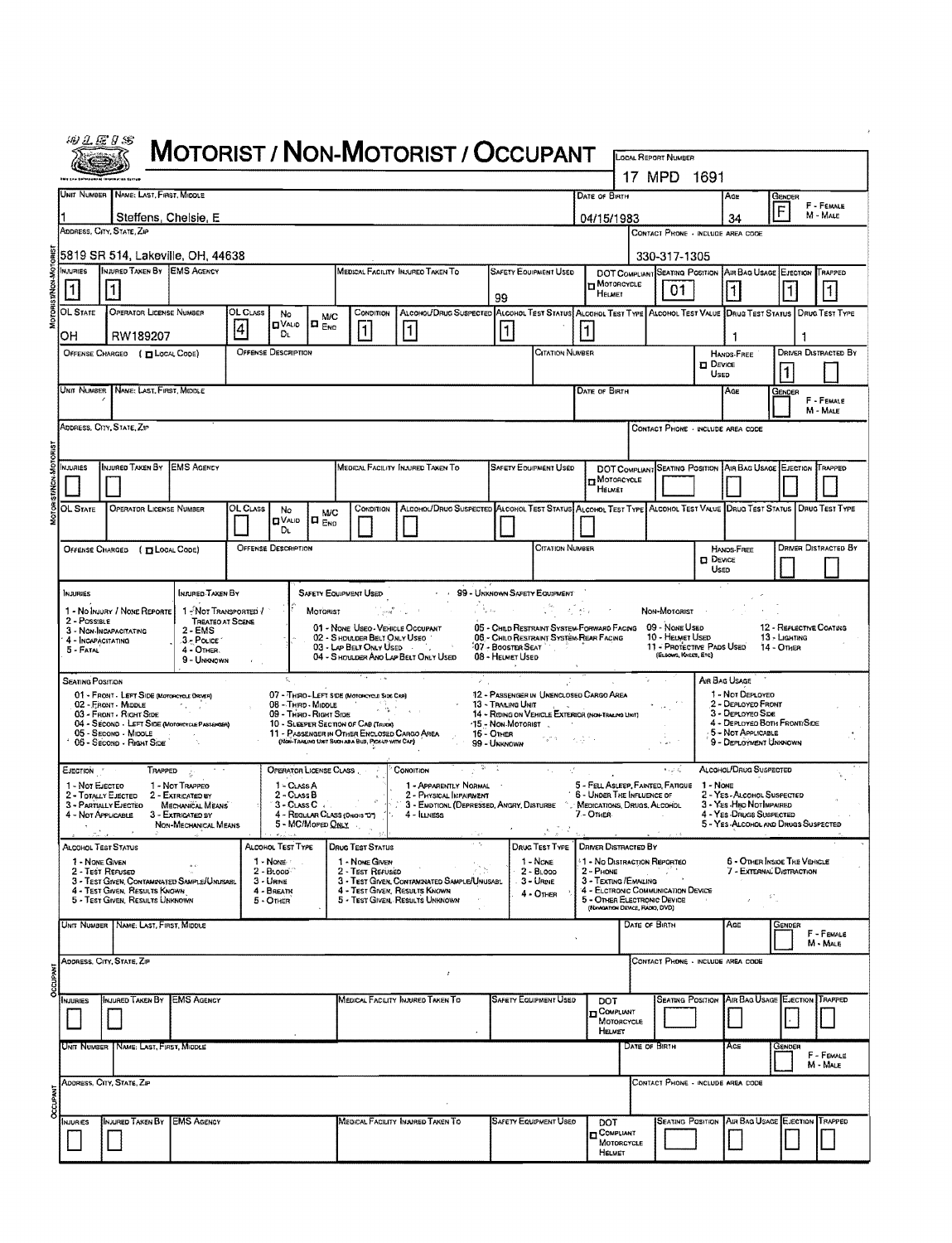# MOTORIST / NON-MOTORIST / OCCUPANT

LOCAL REPORT NUMBER: 17 MPD 1691

## MOTORIST/NON-MOTORIST

| UNIT NUMBER | NAME: LAST, FIRST, MIDDLE | DATE OF BIRTH | AGE | GENDER (F - FEMALE, M - MALE) |
|---|---|---|---|---|
| 1 | Steffens, Chelsie, E | 04/15/1983 | 34 | F |

| ADDRESS, CITY, STATE, ZIP | CONTACT PHONE - INCLUDE AREA CODE |
|---|---|
| 5819 SR 514, Lakeville, OH, 44638 | 330-317-1305 |

| INJURIES | INJURED TAKEN BY | EMS AGENCY | MEDICAL FACILITY INJURED TAKEN TO | SAFETY EQUIPMENT USED | DOT COMPLIANT MOTORCYCLE HELMET | SEATING POSITION | AIR BAG USAGE | EJECTION | TRAPPED |
|---|---|---|---|---|---|---|---|---|---|
| 1 | 1 | | | 99 | | 01 | 1 | 1 | 1 |

| OL STATE | OPERATOR LICENSE NUMBER | OL CLASS | NO VALID DL | M/C END | CONDITION | ALCOHOL/DRUG SUSPECTED | ALCOHOL TEST STATUS | ALCOHOL TEST TYPE | ALCOHOL TEST VALUE | DRUG TEST STATUS | DRUG TEST TYPE |
|---|---|---|---|---|---|---|---|---|---|---|---|
| OH | RW189207 | 4 | | | 1 | 1 | 1 | 1 | | 1 | 1 |

| OFFENSE CHARGED ( LOCAL CODE) | OFFENSE DESCRIPTION | CITATION NUMBER | HANDS-FREE DEVICE USED | DRIVER DISTRACTED BY |
|---|---|---|---|---|
| | | | | 1 |

## MOTORIST/NON-MOTORIST

| UNIT NUMBER | NAME: LAST, FIRST, MIDDLE | DATE OF BIRTH | AGE | GENDER (F - FEMALE, M - MALE) |
|---|---|---|---|---|
| | | | | |

| ADDRESS, CITY, STATE, ZIP | CONTACT PHONE - INCLUDE AREA CODE |
|---|---|
| | |

| INJURIES | INJURED TAKEN BY | EMS AGENCY | MEDICAL FACILITY INJURED TAKEN TO | SAFETY EQUIPMENT USED | DOT COMPLIANT MOTORCYCLE HELMET | SEATING POSITION | AIR BAG USAGE | EJECTION | TRAPPED |
|---|---|---|---|---|---|---|---|---|---|
| | | | | | | | | | |

| OL STATE | OPERATOR LICENSE NUMBER | OL CLASS | NO VALID DL | M/C END | CONDITION | ALCOHOL/DRUG SUSPECTED | ALCOHOL TEST STATUS | ALCOHOL TEST TYPE | ALCOHOL TEST VALUE | DRUG TEST STATUS | DRUG TEST TYPE |
|---|---|---|---|---|---|---|---|---|---|---|---|
| | | | | | | | | | | | |

| OFFENSE CHARGED ( LOCAL CODE) | OFFENSE DESCRIPTION | CITATION NUMBER | HANDS-FREE DEVICE USED | DRIVER DISTRACTED BY |
|---|---|---|---|---|
| | | | | |

## Codes

**INJURIES**
1 - NO INJURY / NONE REPORTED
2 - POSSIBLE
3 - NON-INCAPACITATING
4 - INCAPACITATING
5 - FATAL

**INJURED TAKEN BY**
1 - NOT TRANSPORTED / TREATED AT SCENE
2 - EMS
3 - POLICE
4 - OTHER
9 - UNKNOWN

**SAFETY EQUIPMENT USED**
99 - UNKNOWN SAFETY EQUIPMENT

MOTORIST
01 - NONE USED - VEHICLE OCCUPANT
02 - SHOULDER BELT ONLY USED
03 - LAP BELT ONLY USED
04 - SHOULDER AND LAP BELT ONLY USED
05 - CHILD RESTRAINT SYSTEM-FORWARD FACING
06 - CHILD RESTRAINT SYSTEM-REAR FACING
07 - BOOSTER SEAT
08 - HELMET USED

NON-MOTORIST
09 - NONE USED
10 - HELMET USED
11 - PROTECTIVE PADS USED (ELBOWS, KNEES, ETC)
12 - REFLECTIVE COATING
13 - LIGHTING
14 - OTHER

**SEATING POSITION**
01 - FRONT - LEFT SIDE (MOTORCYCLE DRIVER)
02 - FRONT - MIDDLE
03 - FRONT - RIGHT SIDE
04 - SECOND - LEFT SIDE (MOTORCYCLE PASSENGER)
05 - SECOND - MIDDLE
06 - SECOND - RIGHT SIDE
07 - THIRD - LEFT SIDE (MOTORCYCLE SIDE CAR)
08 - THIRD - MIDDLE
09 - THIRD - RIGHT SIDE
10 - SLEEPER SECTION OF CAB (TRUCK)
11 - PASSENGER IN OTHER ENCLOSED CARGO AREA (NON-TRAILING UNIT SUCH AS A BUS, PICKUP WITH CAP)
12 - PASSENGER IN UNENCLOSED CARGO AREA
13 - TRAILING UNIT
14 - RIDING ON VEHICLE EXTERIOR (NON-TRAILING UNIT)
15 - NON-MOTORIST
16 - OTHER
99 - UNKNOWN

**AIR BAG USAGE**
1 - NOT DEPLOYED
2 - DEPLOYED FRONT
3 - DEPLOYED SIDE
4 - DEPLOYED BOTH FRONT/SIDE
5 - NOT APPLICABLE
9 - DEPLOYMENT UNKNOWN

**EJECTION**
1 - NOT EJECTED
2 - TOTALLY EJECTED
3 - PARTIALLY EJECTED
4 - NOT APPLICABLE

**TRAPPED**
1 - NOT TRAPPED
2 - EXTRICATED BY MECHANICAL MEANS
3 - EXTRICATED BY NON-MECHANICAL MEANS

**OPERATOR LICENSE CLASS**
1 - CLASS A
2 - CLASS B
3 - CLASS C
4 - REGULAR CLASS (OHIO IS "D")
5 - MC/MOPED ONLY

**CONDITION**
1 - APPARENTLY NORMAL
2 - PHYSICAL IMPAIRMENT
3 - EMOTIONL (DEPRESSED, ANGRY, DISTURBE
4 - ILLNESS
5 - FELL ASLEEP, FAINTED, FATIGUE
6 - UNDER THE INFLUENCE OF MEDICATIONS, DRUGS, ALCOHOL
7 - OTHER

**ALCOHOL/DRUG SUSPECTED**
1 - NONE
2 - YES - ALCOHOL SUSPECTED
3 - YES - HBD NOT IMPAIRED
4 - YES - DRUGS SUSPECTED
5 - YES - ALCOHOL AND DRUGS SUSPECTED

**ALCOHOL TEST STATUS**
1 - NONE GIVEN
2 - TEST REFUSED
3 - TEST GIVEN, CONTAMINATED SAMPLE/UNUSABL
4 - TEST GIVEN, RESULTS KNOWN
5 - TEST GIVEN, RESULTS UNKNOWN

**ALCOHOL TEST TYPE**
1 - NONE
2 - BLOOD
3 - URINE
4 - BREATH
5 - OTHER

**DRUG TEST STATUS**
1 - NONE GIVEN
2 - TEST REFUSED
3 - TEST GIVEN, CONTAMINATED SAMPLE/UNUSABL
4 - TEST GIVEN, RESULTS KNOWN
5 - TEST GIVEN, RESULTS UNKNOWN

**DRUG TEST TYPE**
1 - NONE
2 - BLOOD
3 - URINE
4 - OTHER

**DRIVER DISTRACTED BY**
1 - NO DISTRACTION REPORTED
2 - PHONE
3 - TEXTING / EMAILING
4 - ELECTRONIC COMMUNICATION DEVICE
5 - OTHER ELECTRONIC DEVICE (NAVIGATION DEVICE, RADIO, DVD)
6 - OTHER INSIDE THE VEHICLE
7 - EXTERNAL DISTRACTION

## OCCUPANT

| UNIT NUMBER | NAME: LAST, FIRST, MIDDLE | DATE OF BIRTH | AGE | GENDER (F - FEMALE, M - MALE) |
|---|---|---|---|---|
| | | | | |

| ADDRESS, CITY, STATE, ZIP | CONTACT PHONE - INCLUDE AREA CODE |
|---|---|
| | |

| INJURIES | INJURED TAKEN BY | EMS AGENCY | MEDICAL FACILITY INJURED TAKEN TO | SAFETY EQUIPMENT USED | DOT COMPLIANT MOTORCYCLE HELMET | SEATING POSITION | AIR BAG USAGE | EJECTION | TRAPPED |
|---|---|---|---|---|---|---|---|---|---|
| | | | | | | | | | |

## OCCUPANT

| UNIT NUMBER | NAME: LAST, FIRST, MIDDLE | DATE OF BIRTH | AGE | GENDER (F - FEMALE, M - MALE) |
|---|---|---|---|---|
| | | | | |

| ADDRESS, CITY, STATE, ZIP | CONTACT PHONE - INCLUDE AREA CODE |
|---|---|
| | |

| INJURIES | INJURED TAKEN BY | EMS AGENCY | MEDICAL FACILITY INJURED TAKEN TO | SAFETY EQUIPMENT USED | DOT COMPLIANT MOTORCYCLE HELMET | SEATING POSITION | AIR BAG USAGE | EJECTION | TRAPPED |
|---|---|---|---|---|---|---|---|---|---|
| | | | | | | | | | |